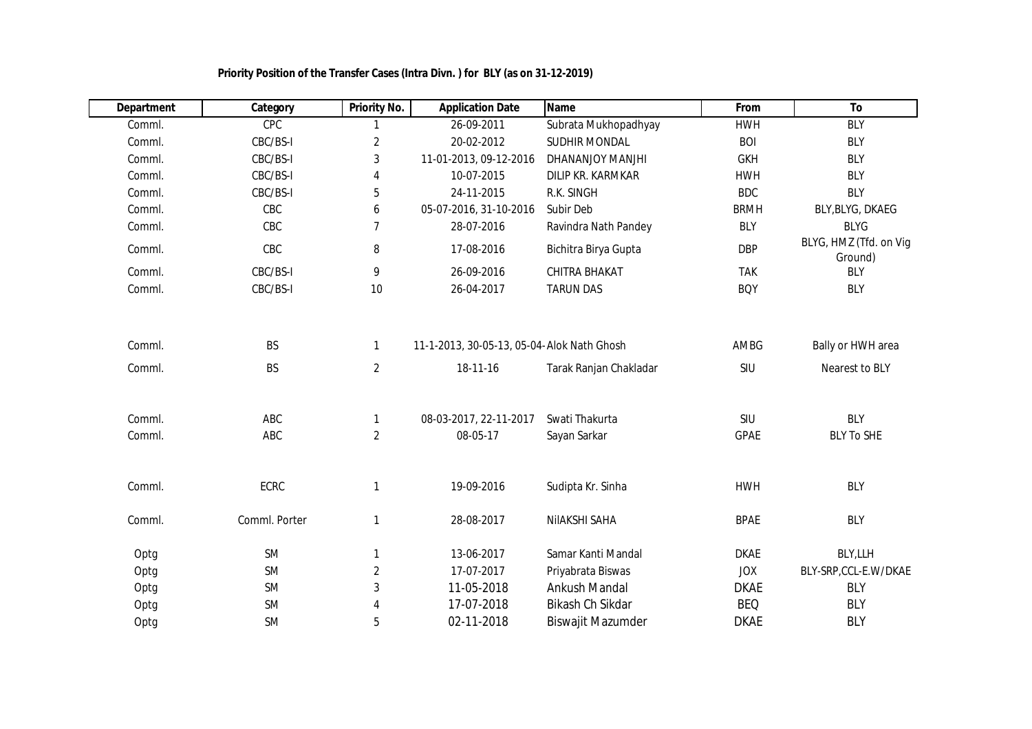**Priority Position of the Transfer Cases (Intra Divn. ) for BLY (as on 31-12-2019)**

| Department | Category | Priority No. | Application Date | Name | From | To |
|---|---|---|---|---|---|---|
| Comml. | CPC | 1 | 26-09-2011 | Subrata Mukhopadhyay | HWH | BLY |
| Comml. | CBC/BS-I | 2 | 20-02-2012 | SUDHIR MONDAL | BOI | BLY |
| Comml. | CBC/BS-I | 3 | 11-01-2013, 09-12-2016 | DHANANJOY MANJHI | GKH | BLY |
| Comml. | CBC/BS-I | 4 | 10-07-2015 | DILIP KR. KARMKAR | HWH | BLY |
| Comml. | CBC/BS-I | 5 | 24-11-2015 | R.K. SINGH | BDC | BLY |
| Comml. | CBC | 6 | 05-07-2016, 31-10-2016 | Subir Deb | BRMH | BLY,BLYG, DKAEG |
| Comml. | CBC | 7 | 28-07-2016 | Ravindra Nath Pandey | BLY | BLYG |
| Comml. | CBC | 8 | 17-08-2016 | Bichitra Birya Gupta | DBP | BLYG, HMZ (Tfd. on Vig Ground) |
| Comml. | CBC/BS-I | 9 | 26-09-2016 | CHITRA BHAKAT | TAK | BLY |
| Comml. | CBC/BS-I | 10 | 26-04-2017 | TARUN DAS | BQY | BLY |
| | | | | | | |
| Comml. | BS | 1 | 11-1-2013, 30-05-13, 05-04- | Alok Nath Ghosh | AMBG | Bally or HWH area |
| Comml. | BS | 2 | 18-11-16 | Tarak Ranjan Chakladar | SIU | Nearest to BLY |
| | | | | | | |
| Comml. | ABC | 1 | 08-03-2017, 22-11-2017 | Swati Thakurta | SIU | BLY |
| Comml. | ABC | 2 | 08-05-17 | Sayan Sarkar | GPAE | BLY To SHE |
| | | | | | | |
| Comml. | ECRC | 1 | 19-09-2016 | Sudipta Kr. Sinha | HWH | BLY |
| Comml. | Comml. Porter | 1 | 28-08-2017 | NilAKSHI SAHA | BPAE | BLY |
| | | | | | | |
| Optg | SM | 1 | 13-06-2017 | Samar Kanti Mandal | DKAE | BLY,LLH |
| Optg | SM | 2 | 17-07-2017 | Priyabrata Biswas | JOX | BLY-SRP,CCL-E.W/DKAE |
| Optg | SM | 3 | 11-05-2018 | Ankush Mandal | DKAE | BLY |
| Optg | SM | 4 | 17-07-2018 | Bikash Ch Sikdar | BEQ | BLY |
| Optg | SM | 5 | 02-11-2018 | Biswajit Mazumder | DKAE | BLY |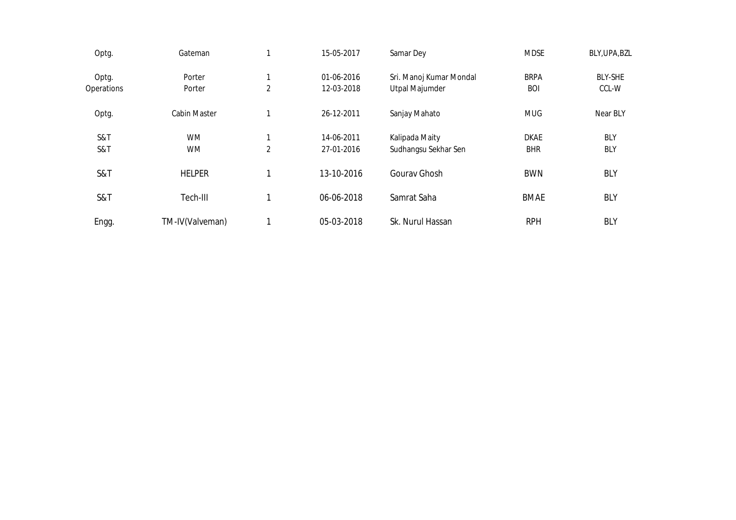| | | | | | | |
|---|---|---|---|---|---|---|
| Optg. | Gateman | 1 | 15-05-2017 | Samar Dey | MDSE | BLY,UPA,BZL |
| Optg. | Porter | 1 | 01-06-2016 | Sri. Manoj Kumar Mondal | BRPA | BLY-SHE |
| Operations | Porter | 2 | 12-03-2018 | Utpal Majumder | BOI | CCL-W |
| Optg. | Cabin Master | 1 | 26-12-2011 | Sanjay Mahato | MUG | Near BLY |
| S&T | WM | 1 | 14-06-2011 | Kalipada Maity | DKAE | BLY |
| S&T | WM | 2 | 27-01-2016 | Sudhangsu Sekhar Sen | BHR | BLY |
| S&T | HELPER | 1 | 13-10-2016 | Gourav Ghosh | BWN | BLY |
| S&T | Tech-III | 1 | 06-06-2018 | Samrat Saha | BMAE | BLY |
| Engg. | TM-IV(Valveman) | 1 | 05-03-2018 | Sk. Nurul Hassan | RPH | BLY |